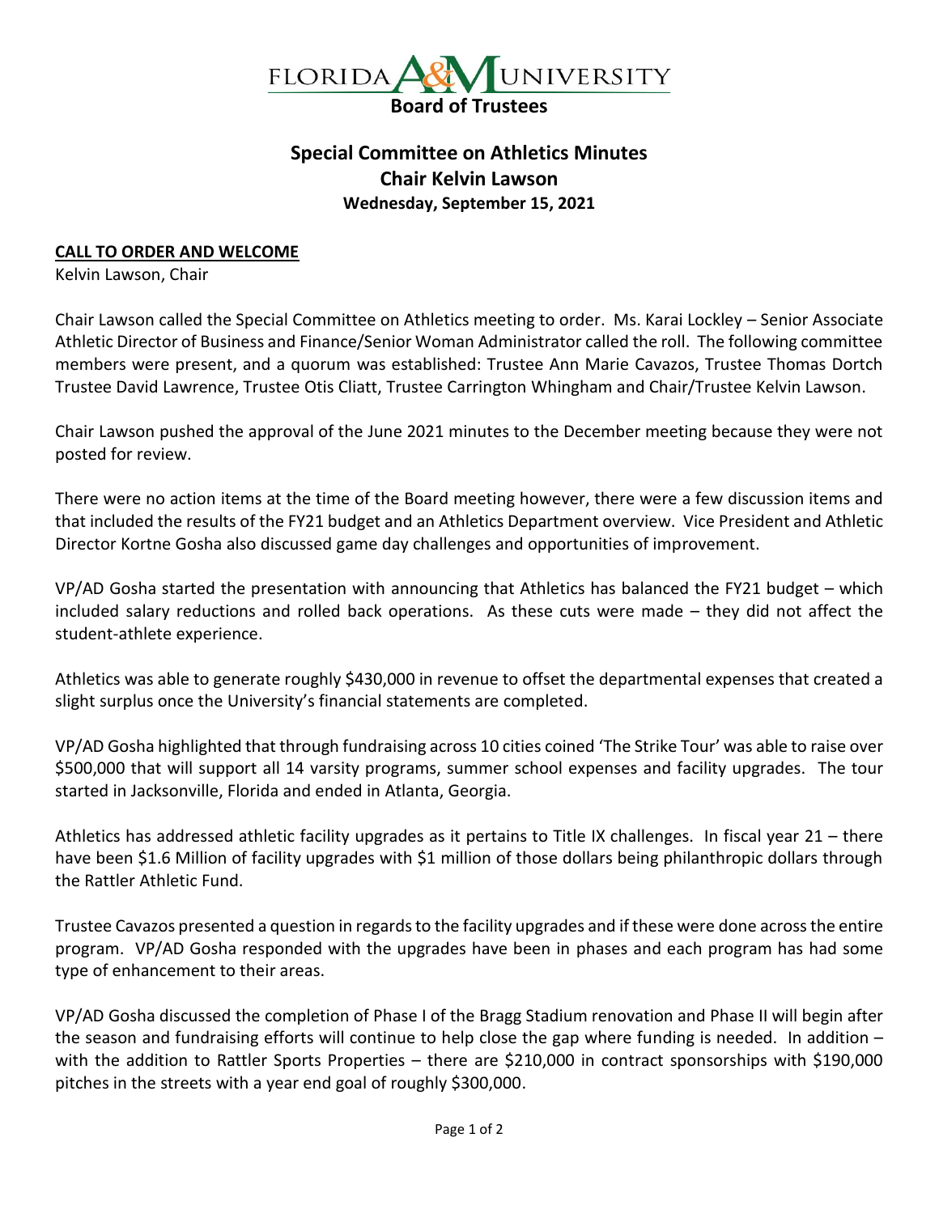FLORIDA A&M UNIVERSITY

**Board of Trustees**

# Special Committee on Athletics Minutes
## Chair Kelvin Lawson
### Wednesday, September 15, 2021

**CALL TO ORDER AND WELCOME**

Kelvin Lawson, Chair

Chair Lawson called the Special Committee on Athletics meeting to order. Ms. Karai Lockley – Senior Associate Athletic Director of Business and Finance/Senior Woman Administrator called the roll. The following committee members were present, and a quorum was established: Trustee Ann Marie Cavazos, Trustee Thomas Dortch Trustee David Lawrence, Trustee Otis Cliatt, Trustee Carrington Whingham and Chair/Trustee Kelvin Lawson.

Chair Lawson pushed the approval of the June 2021 minutes to the December meeting because they were not posted for review.

There were no action items at the time of the Board meeting however, there were a few discussion items and that included the results of the FY21 budget and an Athletics Department overview. Vice President and Athletic Director Kortne Gosha also discussed game day challenges and opportunities of improvement.

VP/AD Gosha started the presentation with announcing that Athletics has balanced the FY21 budget – which included salary reductions and rolled back operations. As these cuts were made – they did not affect the student-athlete experience.

Athletics was able to generate roughly $430,000 in revenue to offset the departmental expenses that created a slight surplus once the University's financial statements are completed.

VP/AD Gosha highlighted that through fundraising across 10 cities coined 'The Strike Tour' was able to raise over $500,000 that will support all 14 varsity programs, summer school expenses and facility upgrades. The tour started in Jacksonville, Florida and ended in Atlanta, Georgia.

Athletics has addressed athletic facility upgrades as it pertains to Title IX challenges. In fiscal year 21 – there have been $1.6 Million of facility upgrades with $1 million of those dollars being philanthropic dollars through the Rattler Athletic Fund.

Trustee Cavazos presented a question in regards to the facility upgrades and if these were done across the entire program. VP/AD Gosha responded with the upgrades have been in phases and each program has had some type of enhancement to their areas.

VP/AD Gosha discussed the completion of Phase I of the Bragg Stadium renovation and Phase II will begin after the season and fundraising efforts will continue to help close the gap where funding is needed. In addition – with the addition to Rattler Sports Properties – there are $210,000 in contract sponsorships with $190,000 pitches in the streets with a year end goal of roughly $300,000.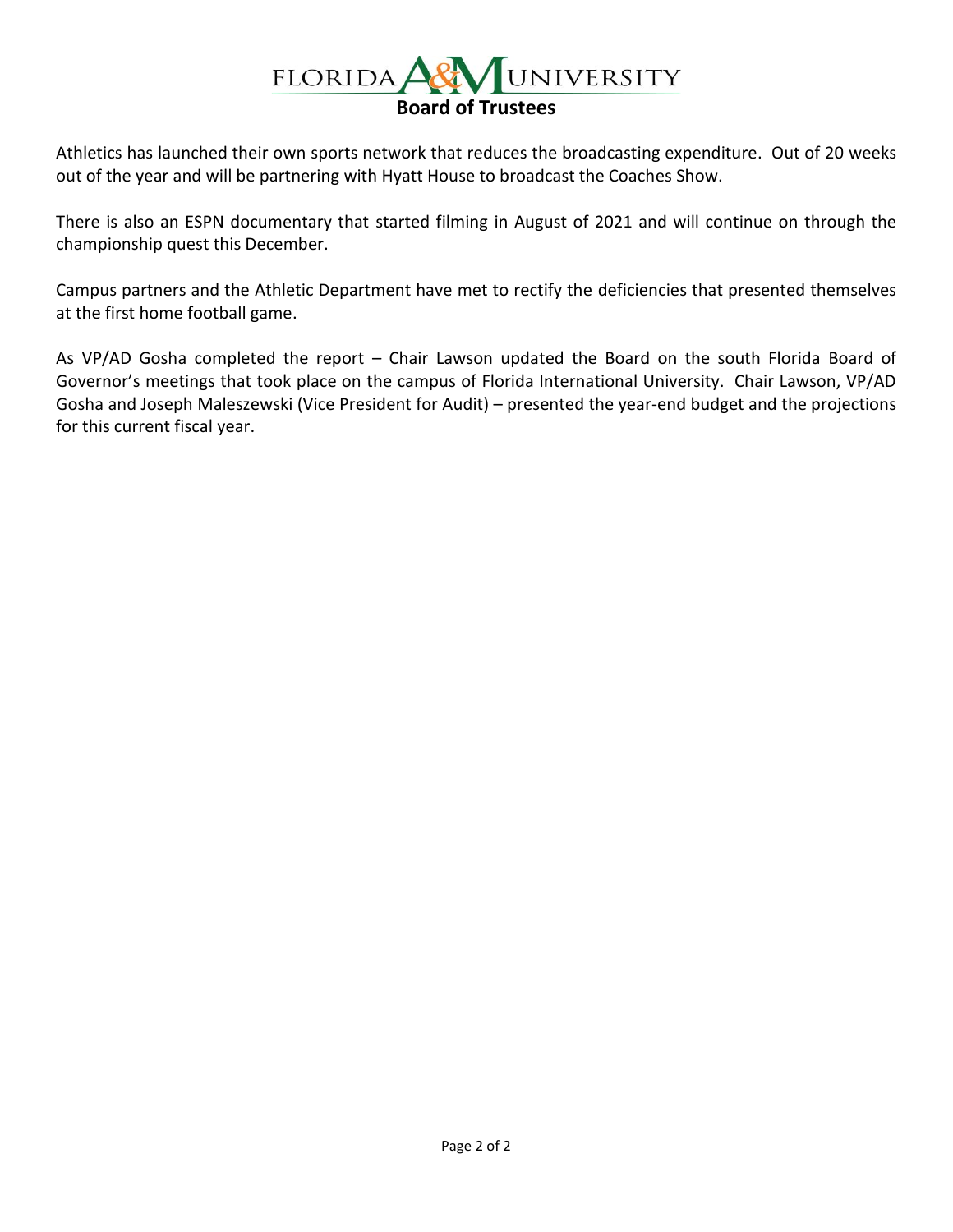Athletics has launched their own sports network that reduces the broadcasting expenditure. Out of 20 weeks out of the year and will be partnering with Hyatt House to broadcast the Coaches Show.

There is also an ESPN documentary that started filming in August of 2021 and will continue on through the championship quest this December.

Campus partners and the Athletic Department have met to rectify the deficiencies that presented themselves at the first home football game.

As VP/AD Gosha completed the report – Chair Lawson updated the Board on the south Florida Board of Governor's meetings that took place on the campus of Florida International University. Chair Lawson, VP/AD Gosha and Joseph Maleszewski (Vice President for Audit) – presented the year-end budget and the projections for this current fiscal year.